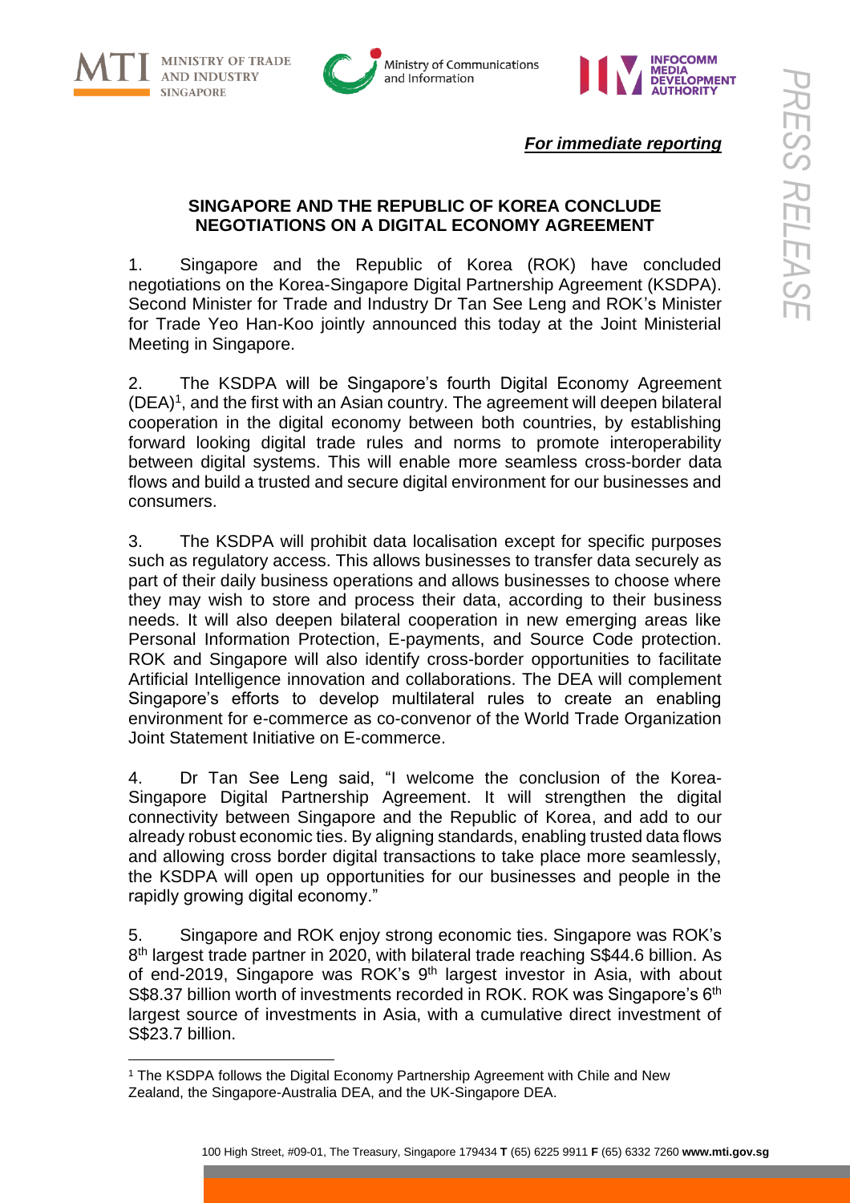***For immediate reporting***

**SINGAPORE AND THE REPUBLIC OF KOREA CONCLUDE NEGOTIATIONS ON A DIGITAL ECONOMY AGREEMENT**

1. Singapore and the Republic of Korea (ROK) have concluded negotiations on the Korea-Singapore Digital Partnership Agreement (KSDPA). Second Minister for Trade and Industry Dr Tan See Leng and ROK's Minister for Trade Yeo Han-Koo jointly announced this today at the Joint Ministerial Meeting in Singapore.

2. The KSDPA will be Singapore's fourth Digital Economy Agreement (DEA)[1], and the first with an Asian country. The agreement will deepen bilateral cooperation in the digital economy between both countries, by establishing forward looking digital trade rules and norms to promote interoperability between digital systems. This will enable more seamless cross-border data flows and build a trusted and secure digital environment for our businesses and consumers.

3. The KSDPA will prohibit data localisation except for specific purposes such as regulatory access. This allows businesses to transfer data securely as part of their daily business operations and allows businesses to choose where they may wish to store and process their data, according to their business needs. It will also deepen bilateral cooperation in new emerging areas like Personal Information Protection, E-payments, and Source Code protection. ROK and Singapore will also identify cross-border opportunities to facilitate Artificial Intelligence innovation and collaborations. The DEA will complement Singapore's efforts to develop multilateral rules to create an enabling environment for e-commerce as co-convenor of the World Trade Organization Joint Statement Initiative on E-commerce.

4. Dr Tan See Leng said, "I welcome the conclusion of the Korea-Singapore Digital Partnership Agreement. It will strengthen the digital connectivity between Singapore and the Republic of Korea, and add to our already robust economic ties. By aligning standards, enabling trusted data flows and allowing cross border digital transactions to take place more seamlessly, the KSDPA will open up opportunities for our businesses and people in the rapidly growing digital economy."

5. Singapore and ROK enjoy strong economic ties. Singapore was ROK's 8th largest trade partner in 2020, with bilateral trade reaching S$44.6 billion. As of end-2019, Singapore was ROK's 9th largest investor in Asia, with about S$8.37 billion worth of investments recorded in ROK. ROK was Singapore's 6th largest source of investments in Asia, with a cumulative direct investment of S$23.7 billion.

[1] The KSDPA follows the Digital Economy Partnership Agreement with Chile and New Zealand, the Singapore-Australia DEA, and the UK-Singapore DEA.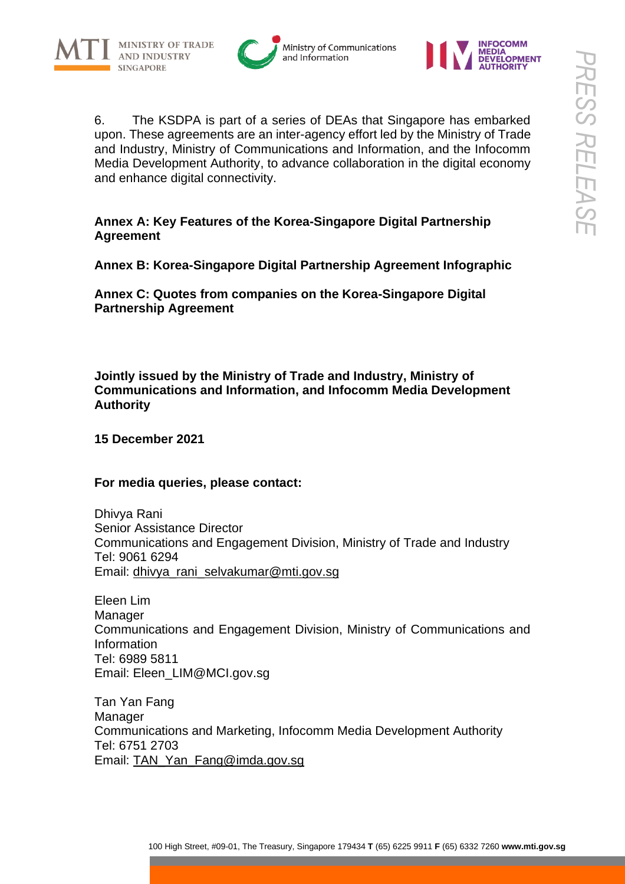6. The KSDPA is part of a series of DEAs that Singapore has embarked upon. These agreements are an inter-agency effort led by the Ministry of Trade and Industry, Ministry of Communications and Information, and the Infocomm Media Development Authority, to advance collaboration in the digital economy and enhance digital connectivity.

**Annex A: Key Features of the Korea-Singapore Digital Partnership Agreement**

**Annex B: Korea-Singapore Digital Partnership Agreement Infographic**

**Annex C: Quotes from companies on the Korea-Singapore Digital Partnership Agreement**

**Jointly issued by the Ministry of Trade and Industry, Ministry of Communications and Information, and Infocomm Media Development Authority**

**15 December 2021**

**For media queries, please contact:**

Dhivya Rani
Senior Assistance Director
Communications and Engagement Division, Ministry of Trade and Industry
Tel: 9061 6294
Email: dhivya_rani_selvakumar@mti.gov.sg

Eleen Lim
Manager
Communications and Engagement Division, Ministry of Communications and Information
Tel: 6989 5811
Email: Eleen_LIM@MCI.gov.sg

Tan Yan Fang
Manager
Communications and Marketing, Infocomm Media Development Authority
Tel: 6751 2703
Email: TAN_Yan_Fang@imda.gov.sg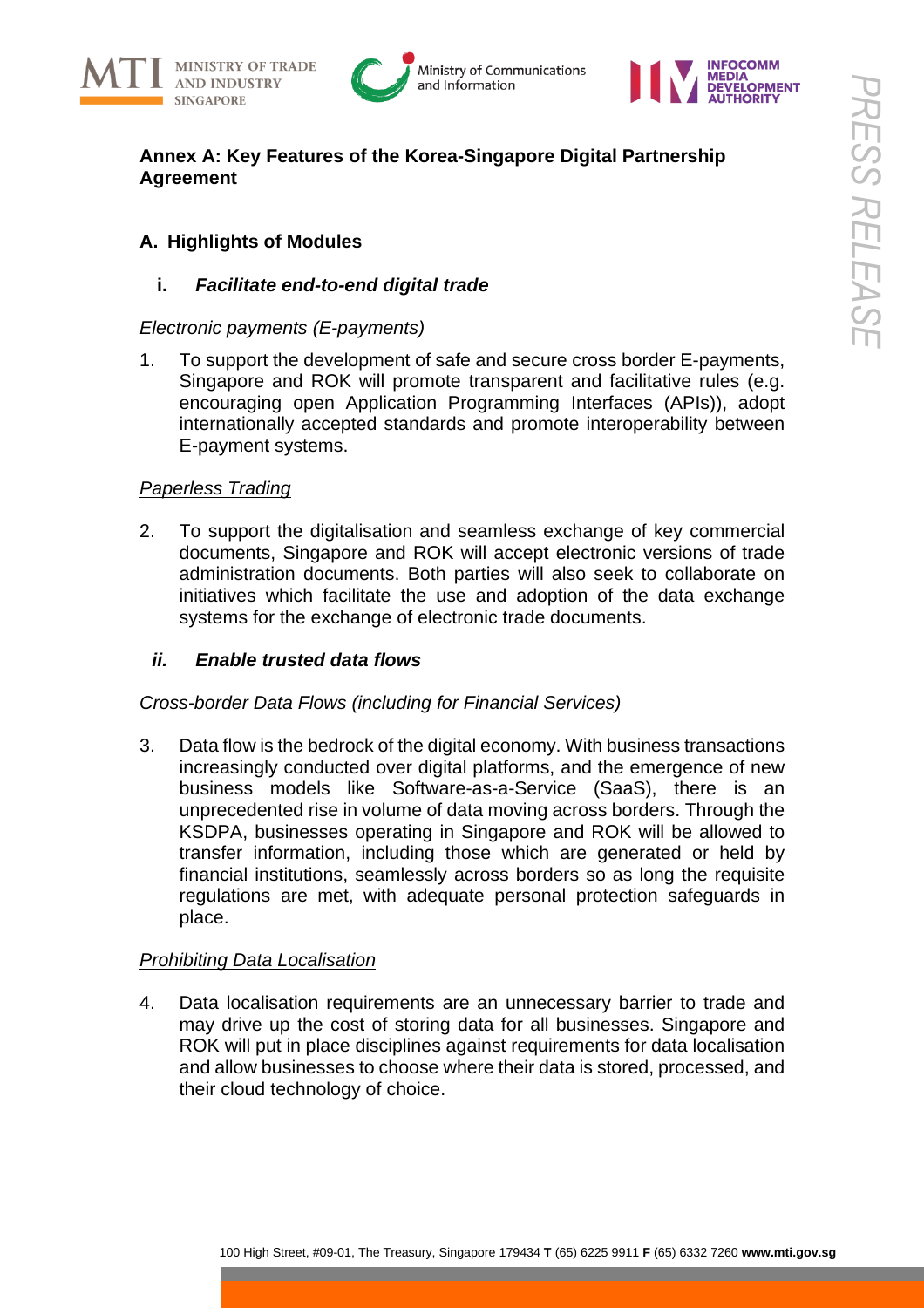**Annex A: Key Features of the Korea-Singapore Digital Partnership Agreement**

## A. Highlights of Modules

### i. *Facilitate end-to-end digital trade*

*Electronic payments (E-payments)*

1. To support the development of safe and secure cross border E-payments, Singapore and ROK will promote transparent and facilitative rules (e.g. encouraging open Application Programming Interfaces (APIs)), adopt internationally accepted standards and promote interoperability between E-payment systems.

*Paperless Trading*

2. To support the digitalisation and seamless exchange of key commercial documents, Singapore and ROK will accept electronic versions of trade administration documents. Both parties will also seek to collaborate on initiatives which facilitate the use and adoption of the data exchange systems for the exchange of electronic trade documents.

### ii. *Enable trusted data flows*

*Cross-border Data Flows (including for Financial Services)*

3. Data flow is the bedrock of the digital economy. With business transactions increasingly conducted over digital platforms, and the emergence of new business models like Software-as-a-Service (SaaS), there is an unprecedented rise in volume of data moving across borders. Through the KSDPA, businesses operating in Singapore and ROK will be allowed to transfer information, including those which are generated or held by financial institutions, seamlessly across borders so as long the requisite regulations are met, with adequate personal protection safeguards in place.

*Prohibiting Data Localisation*

4. Data localisation requirements are an unnecessary barrier to trade and may drive up the cost of storing data for all businesses. Singapore and ROK will put in place disciplines against requirements for data localisation and allow businesses to choose where their data is stored, processed, and their cloud technology of choice.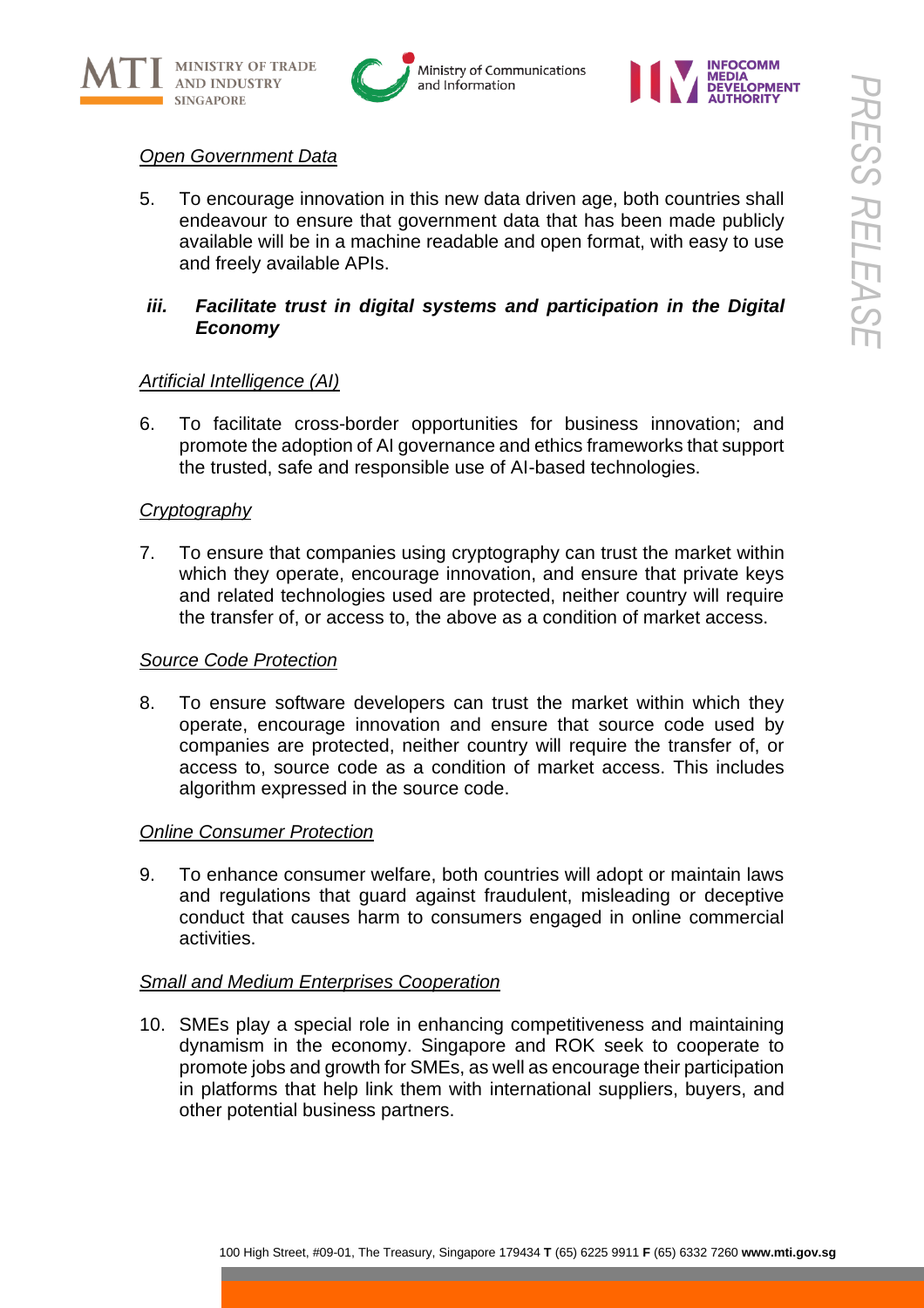*Open Government Data*

5. To encourage innovation in this new data driven age, both countries shall endeavour to ensure that government data that has been made publicly available will be in a machine readable and open format, with easy to use and freely available APIs.

### *iii. Facilitate trust in digital systems and participation in the Digital Economy*

*Artificial Intelligence (AI)*

6. To facilitate cross-border opportunities for business innovation; and promote the adoption of AI governance and ethics frameworks that support the trusted, safe and responsible use of AI-based technologies.

*Cryptography*

7. To ensure that companies using cryptography can trust the market within which they operate, encourage innovation, and ensure that private keys and related technologies used are protected, neither country will require the transfer of, or access to, the above as a condition of market access.

*Source Code Protection*

8. To ensure software developers can trust the market within which they operate, encourage innovation and ensure that source code used by companies are protected, neither country will require the transfer of, or access to, source code as a condition of market access. This includes algorithm expressed in the source code.

*Online Consumer Protection*

9. To enhance consumer welfare, both countries will adopt or maintain laws and regulations that guard against fraudulent, misleading or deceptive conduct that causes harm to consumers engaged in online commercial activities.

*Small and Medium Enterprises Cooperation*

10. SMEs play a special role in enhancing competitiveness and maintaining dynamism in the economy. Singapore and ROK seek to cooperate to promote jobs and growth for SMEs, as well as encourage their participation in platforms that help link them with international suppliers, buyers, and other potential business partners.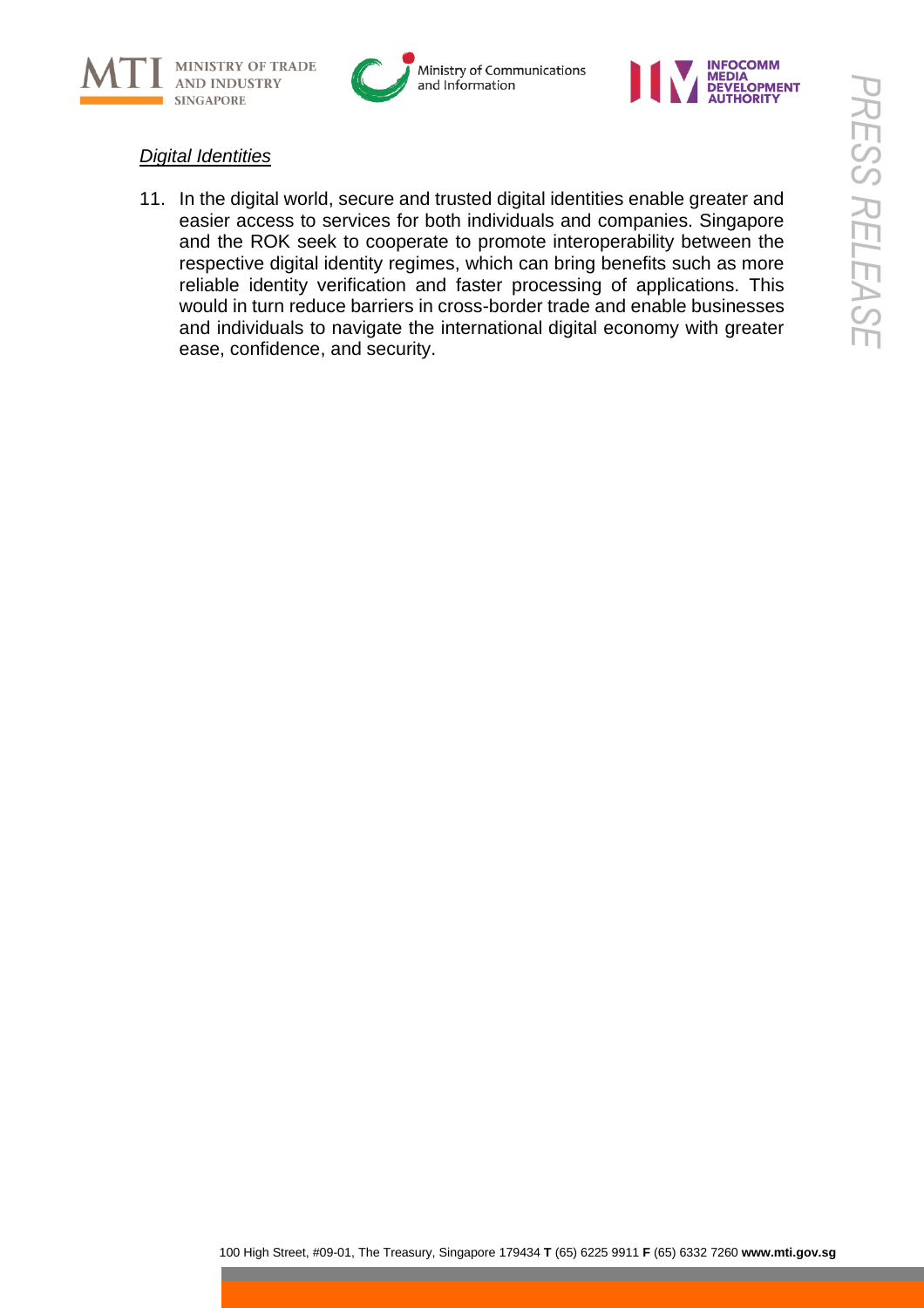*Digital Identities*

11. In the digital world, secure and trusted digital identities enable greater and easier access to services for both individuals and companies. Singapore and the ROK seek to cooperate to promote interoperability between the respective digital identity regimes, which can bring benefits such as more reliable identity verification and faster processing of applications. This would in turn reduce barriers in cross-border trade and enable businesses and individuals to navigate the international digital economy with greater ease, confidence, and security.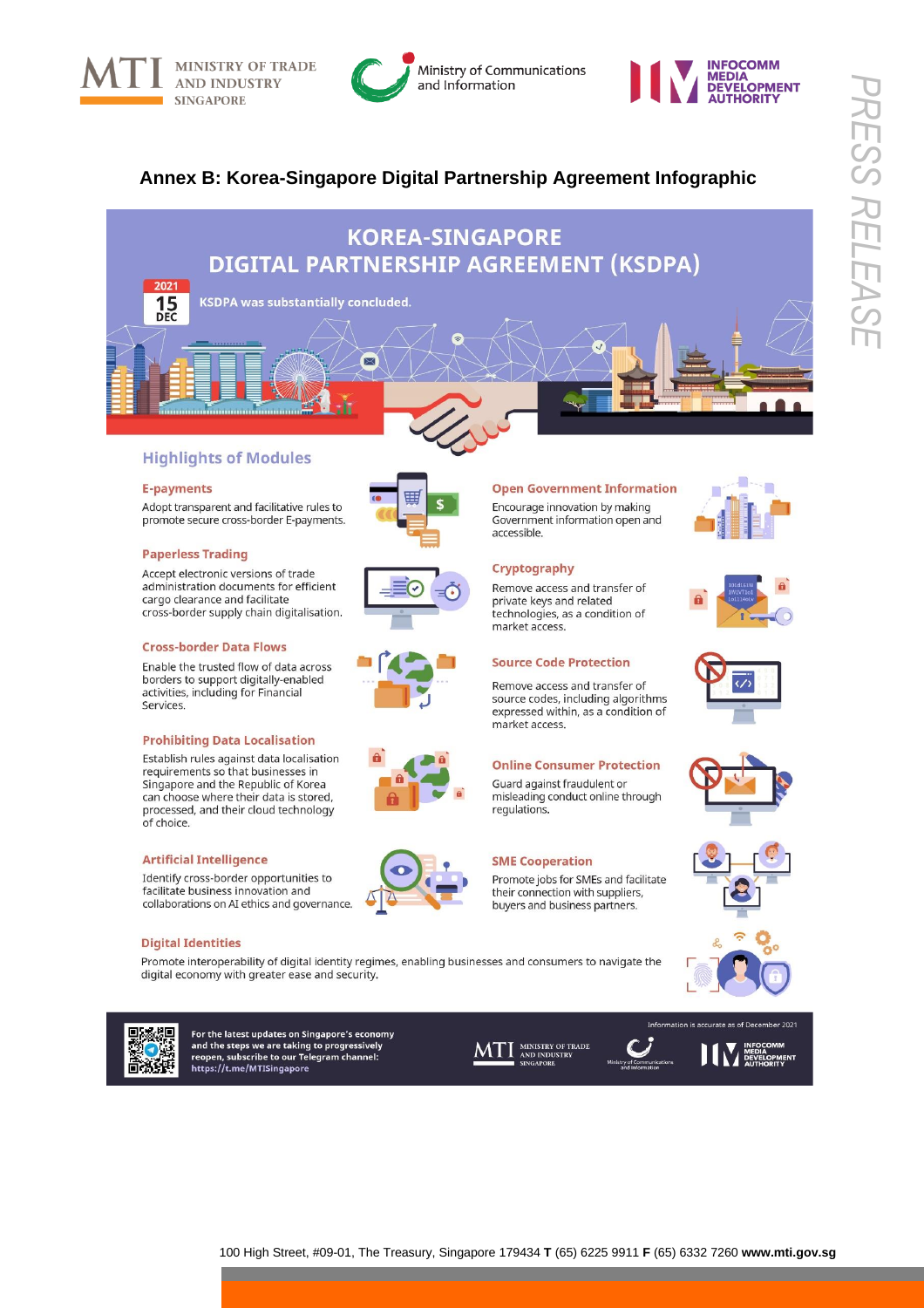## Annex B: Korea-Singapore Digital Partnership Agreement Infographic

# KOREA-SINGAPORE DIGITAL PARTNERSHIP AGREEMENT (KSDPA)

2021 15 DEC — KSDPA was substantially concluded.

## Highlights of Modules

### E-payments

Adopt transparent and facilitative rules to promote secure cross-border E-payments.

### Paperless Trading

Accept electronic versions of trade administration documents for efficient cargo clearance and facilitate cross-border supply chain digitalisation.

### Cross-border Data Flows

Enable the trusted flow of data across borders to support digitally-enabled activities, including for Financial Services.

### Prohibiting Data Localisation

Establish rules against data localisation requirements so that businesses in Singapore and the Republic of Korea can choose where their data is stored, processed, and their cloud technology of choice.

### Artificial Intelligence

Identify cross-border opportunities to facilitate business innovation and collaborations on AI ethics and governance.

### Open Government Information

Encourage innovation by making Government information open and accessible.

### Cryptography

Remove access and transfer of private keys and related technologies, as a condition of market access.

### Source Code Protection

Remove access and transfer of source codes, including algorithms expressed within, as a condition of market access.

### Online Consumer Protection

Guard against fraudulent or misleading conduct online through regulations.

### SME Cooperation

Promote jobs for SMEs and facilitate their connection with suppliers, buyers and business partners.

### Digital Identities

Promote interoperability of digital identity regimes, enabling businesses and consumers to navigate the digital economy with greater ease and security.

For the latest updates on Singapore's economy and the steps we are taking to progressively reopen, subscribe to our Telegram channel: https://t.me/MTISingapore

Information is accurate as of December 2021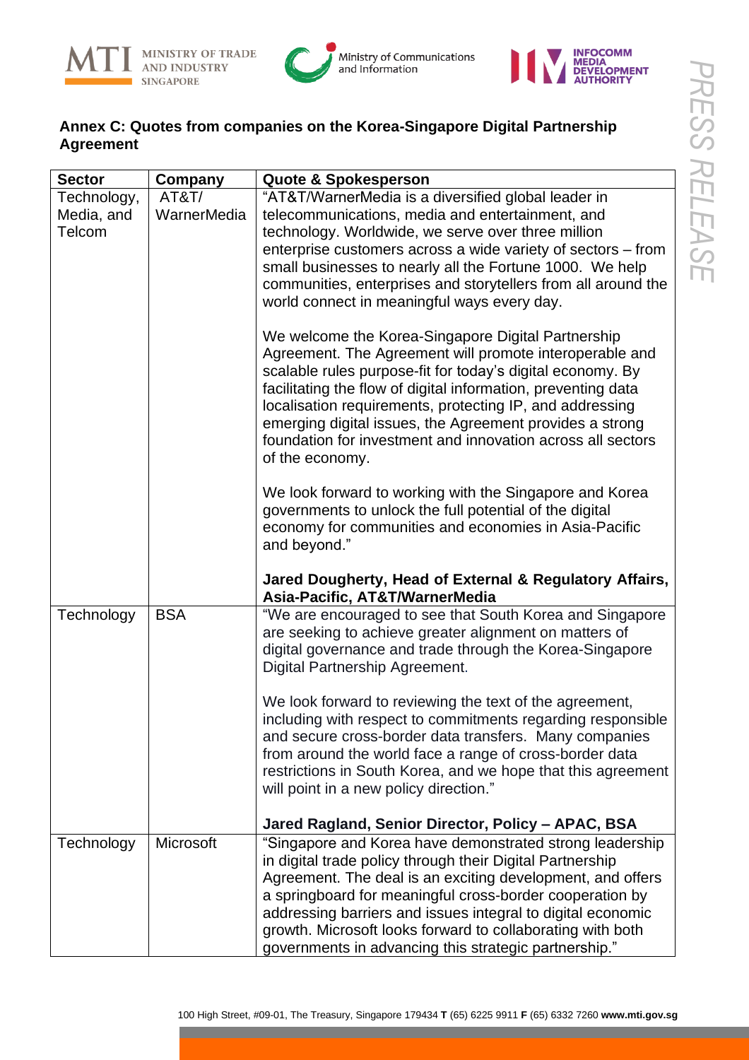## Annex C: Quotes from companies on the Korea-Singapore Digital Partnership Agreement

| Sector | Company | Quote & Spokesperson |
| --- | --- | --- |
| Technology, Media, and Telcom | AT&T/ WarnerMedia | "AT&T/WarnerMedia is a diversified global leader in telecommunications, media and entertainment, and technology. Worldwide, we serve over three million enterprise customers across a wide variety of sectors – from small businesses to nearly all the Fortune 1000. We help communities, enterprises and storytellers from all around the world connect in meaningful ways every day.<br><br>We welcome the Korea-Singapore Digital Partnership Agreement. The Agreement will promote interoperable and scalable rules purpose-fit for today's digital economy. By facilitating the flow of digital information, preventing data localisation requirements, protecting IP, and addressing emerging digital issues, the Agreement provides a strong foundation for investment and innovation across all sectors of the economy.<br><br>We look forward to working with the Singapore and Korea governments to unlock the full potential of the digital economy for communities and economies in Asia-Pacific and beyond."<br><br>**Jared Dougherty, Head of External & Regulatory Affairs, Asia-Pacific, AT&T/WarnerMedia** |
| Technology | BSA | "We are encouraged to see that South Korea and Singapore are seeking to achieve greater alignment on matters of digital governance and trade through the Korea-Singapore Digital Partnership Agreement.<br><br>We look forward to reviewing the text of the agreement, including with respect to commitments regarding responsible and secure cross-border data transfers. Many companies from around the world face a range of cross-border data restrictions in South Korea, and we hope that this agreement will point in a new policy direction."<br><br>**Jared Ragland, Senior Director, Policy – APAC, BSA** |
| Technology | Microsoft | "Singapore and Korea have demonstrated strong leadership in digital trade policy through their Digital Partnership Agreement. The deal is an exciting development, and offers a springboard for meaningful cross-border cooperation by addressing barriers and issues integral to digital economic growth. Microsoft looks forward to collaborating with both governments in advancing this strategic partnership." |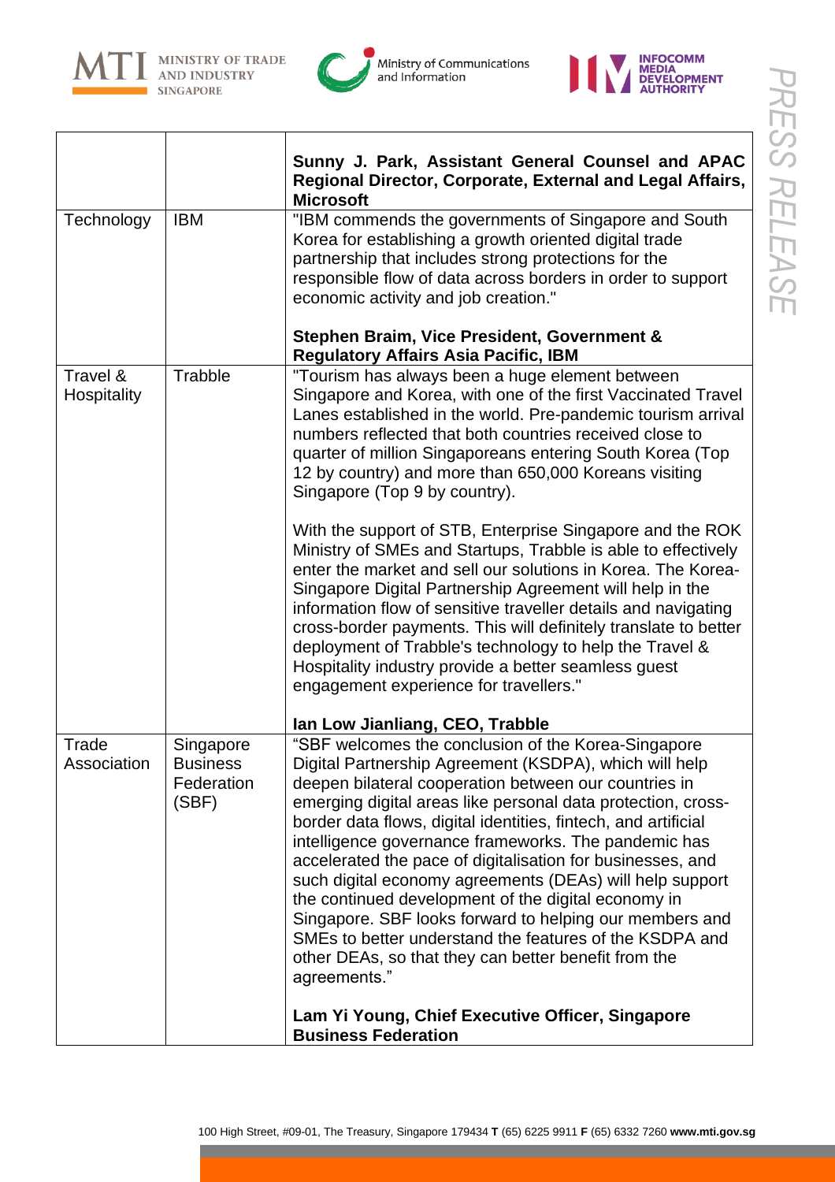| | | |
|---|---|---|
| | | **Sunny J. Park, Assistant General Counsel and APAC Regional Director, Corporate, External and Legal Affairs, Microsoft** |
| Technology | IBM | "IBM commends the governments of Singapore and South Korea for establishing a growth oriented digital trade partnership that includes strong protections for the responsible flow of data across borders in order to support economic activity and job creation."<br><br>**Stephen Braim, Vice President, Government & Regulatory Affairs Asia Pacific, IBM** |
| Travel & Hospitality | Trabble | "Tourism has always been a huge element between Singapore and Korea, with one of the first Vaccinated Travel Lanes established in the world. Pre-pandemic tourism arrival numbers reflected that both countries received close to quarter of million Singaporeans entering South Korea (Top 12 by country) and more than 650,000 Koreans visiting Singapore (Top 9 by country).<br><br>With the support of STB, Enterprise Singapore and the ROK Ministry of SMEs and Startups, Trabble is able to effectively enter the market and sell our solutions in Korea. The Korea-Singapore Digital Partnership Agreement will help in the information flow of sensitive traveller details and navigating cross-border payments. This will definitely translate to better deployment of Trabble's technology to help the Travel & Hospitality industry provide a better seamless guest engagement experience for travellers."<br><br>**Ian Low Jianliang, CEO, Trabble** |
| Trade Association | Singapore Business Federation (SBF) | "SBF welcomes the conclusion of the Korea-Singapore Digital Partnership Agreement (KSDPA), which will help deepen bilateral cooperation between our countries in emerging digital areas like personal data protection, cross-border data flows, digital identities, fintech, and artificial intelligence governance frameworks. The pandemic has accelerated the pace of digitalisation for businesses, and such digital economy agreements (DEAs) will help support the continued development of the digital economy in Singapore. SBF looks forward to helping our members and SMEs to better understand the features of the KSDPA and other DEAs, so that they can better benefit from the agreements."<br><br>**Lam Yi Young, Chief Executive Officer, Singapore Business Federation** |